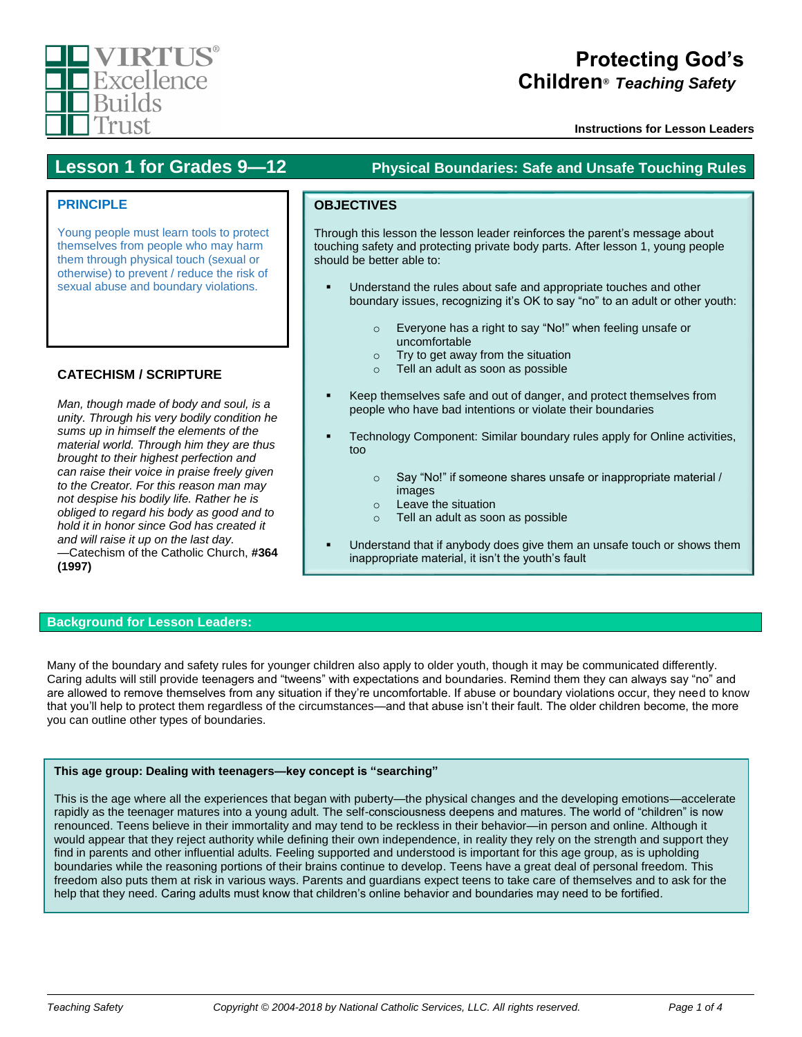VIRTUS® Excellence Builds Trust

# Protecting God's Children® *Teaching Safety*

**Instructions for Lesson Leaders**

## Lesson 1 for Grades 9—12 — Physical Boundaries: Safe and Unsafe Touching Rules

### PRINCIPLE

Young people must learn tools to protect themselves from people who may harm them through physical touch (sexual or otherwise) to prevent / reduce the risk of sexual abuse and boundary violations.

### CATECHISM / SCRIPTURE

*Man, though made of body and soul, is a unity. Through his very bodily condition he sums up in himself the elements of the material world. Through him they are thus brought to their highest perfection and can raise their voice in praise freely given to the Creator. For this reason man may not despise his bodily life. Rather he is obliged to regard his body as good and to hold it in honor since God has created it and will raise it up on the last day.*
—Catechism of the Catholic Church, **#364 (1997)**

### OBJECTIVES

Through this lesson the lesson leader reinforces the parent's message about touching safety and protecting private body parts. After lesson 1, young people should be better able to:

- Understand the rules about safe and appropriate touches and other boundary issues, recognizing it's OK to say "no" to an adult or other youth:
  - Everyone has a right to say "No!" when feeling unsafe or uncomfortable
  - Try to get away from the situation
  - Tell an adult as soon as possible
- Keep themselves safe and out of danger, and protect themselves from people who have bad intentions or violate their boundaries
- Technology Component: Similar boundary rules apply for Online activities, too
  - Say "No!" if someone shares unsafe or inappropriate material / images
  - Leave the situation
  - Tell an adult as soon as possible
- Understand that if anybody does give them an unsafe touch or shows them inappropriate material, it isn't the youth's fault

## Background for Lesson Leaders:

Many of the boundary and safety rules for younger children also apply to older youth, though it may be communicated differently. Caring adults will still provide teenagers and "tweens" with expectations and boundaries. Remind them they can always say "no" and are allowed to remove themselves from any situation if they're uncomfortable. If abuse or boundary violations occur, they need to know that you'll help to protect them regardless of the circumstances—and that abuse isn't their fault. The older children become, the more you can outline other types of boundaries.

**This age group: Dealing with teenagers—key concept is "searching"**

This is the age where all the experiences that began with puberty—the physical changes and the developing emotions—accelerate rapidly as the teenager matures into a young adult. The self-consciousness deepens and matures. The world of "children" is now renounced. Teens believe in their immortality and may tend to be reckless in their behavior—in person and online. Although it would appear that they reject authority while defining their own independence, in reality they rely on the strength and support they find in parents and other influential adults. Feeling supported and understood is important for this age group, as is upholding boundaries while the reasoning portions of their brains continue to develop. Teens have a great deal of personal freedom. This freedom also puts them at risk in various ways. Parents and guardians expect teens to take care of themselves and to ask for the help that they need. Caring adults must know that children's online behavior and boundaries may need to be fortified.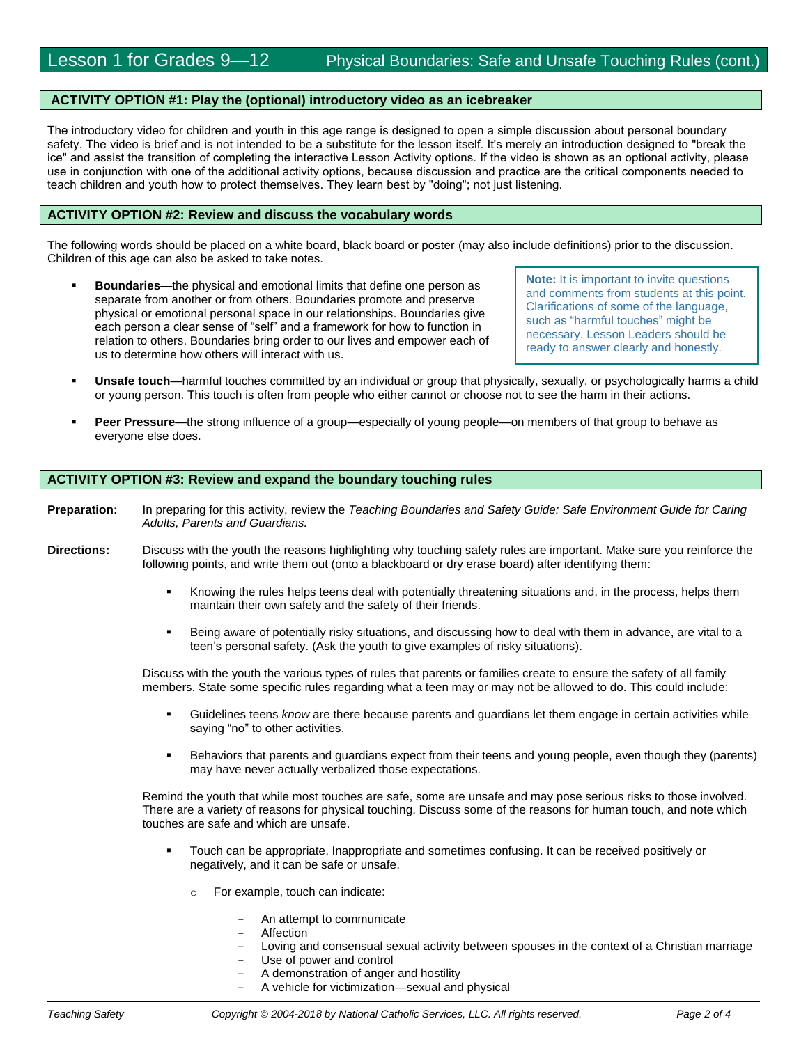## ACTIVITY OPTION #1: Play the (optional) introductory video as an icebreaker

The introductory video for children and youth in this age range is designed to open a simple discussion about personal boundary safety. The video is brief and is not intended to be a substitute for the lesson itself. It's merely an introduction designed to "break the ice" and assist the transition of completing the interactive Lesson Activity options. If the video is shown as an optional activity, please use in conjunction with one of the additional activity options, because discussion and practice are the critical components needed to teach children and youth how to protect themselves. They learn best by "doing"; not just listening.

## ACTIVITY OPTION #2: Review and discuss the vocabulary words

The following words should be placed on a white board, black board or poster (may also include definitions) prior to the discussion. Children of this age can also be asked to take notes.

- **Boundaries**—the physical and emotional limits that define one person as separate from another or from others. Boundaries promote and preserve physical or emotional personal space in our relationships. Boundaries give each person a clear sense of "self" and a framework for how to function in relation to others. Boundaries bring order to our lives and empower each of us to determine how others will interact with us.

> **Note:** It is important to invite questions and comments from students at this point. Clarifications of some of the language, such as "harmful touches" might be necessary. Lesson Leaders should be ready to answer clearly and honestly.

- **Unsafe touch**—harmful touches committed by an individual or group that physically, sexually, or psychologically harms a child or young person. This touch is often from people who either cannot or choose not to see the harm in their actions.
- **Peer Pressure**—the strong influence of a group—especially of young people—on members of that group to behave as everyone else does.

## ACTIVITY OPTION #3: Review and expand the boundary touching rules

**Preparation:** In preparing for this activity, review the *Teaching Boundaries and Safety Guide: Safe Environment Guide for Caring Adults, Parents and Guardians.*

**Directions:** Discuss with the youth the reasons highlighting why touching safety rules are important. Make sure you reinforce the following points, and write them out (onto a blackboard or dry erase board) after identifying them:

- Knowing the rules helps teens deal with potentially threatening situations and, in the process, helps them maintain their own safety and the safety of their friends.
- Being aware of potentially risky situations, and discussing how to deal with them in advance, are vital to a teen's personal safety. (Ask the youth to give examples of risky situations).

Discuss with the youth the various types of rules that parents or families create to ensure the safety of all family members. State some specific rules regarding what a teen may or may not be allowed to do. This could include:

- Guidelines teens *know* are there because parents and guardians let them engage in certain activities while saying "no" to other activities.
- Behaviors that parents and guardians expect from their teens and young people, even though they (parents) may have never actually verbalized those expectations.

Remind the youth that while most touches are safe, some are unsafe and may pose serious risks to those involved. There are a variety of reasons for physical touching. Discuss some of the reasons for human touch, and note which touches are safe and which are unsafe.

- Touch can be appropriate, Inappropriate and sometimes confusing. It can be received positively or negatively, and it can be safe or unsafe.
  - For example, touch can indicate:
    - An attempt to communicate
    - Affection
    - Loving and consensual sexual activity between spouses in the context of a Christian marriage
    - Use of power and control
    - A demonstration of anger and hostility
    - A vehicle for victimization—sexual and physical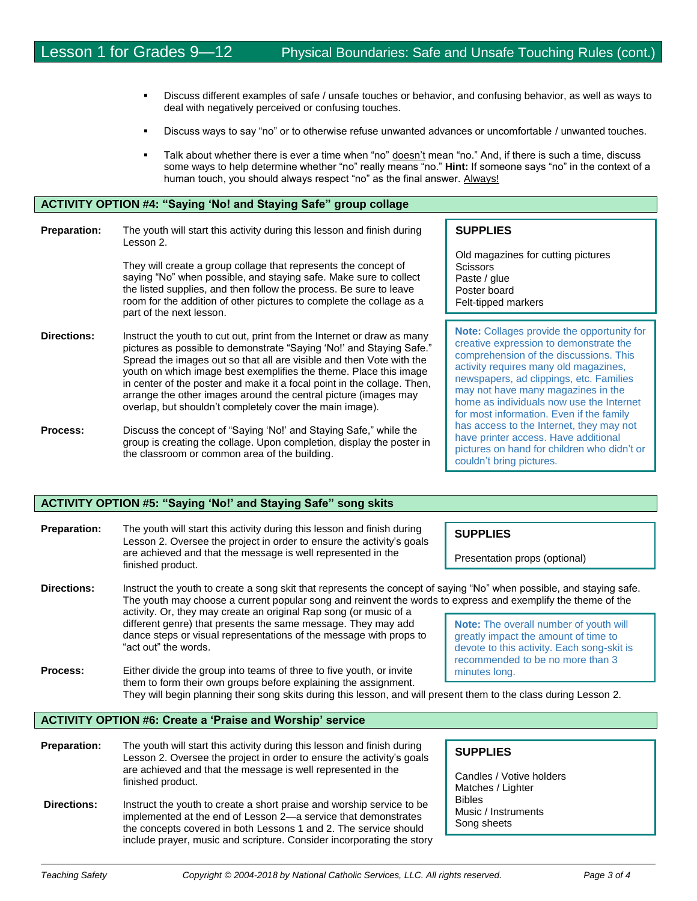- Discuss different examples of safe / unsafe touches or behavior, and confusing behavior, as well as ways to deal with negatively perceived or confusing touches.
- Discuss ways to say "no" or to otherwise refuse unwanted advances or uncomfortable / unwanted touches.
- Talk about whether there is ever a time when "no" doesn't mean "no." And, if there is such a time, discuss some ways to help determine whether "no" really means "no." **Hint:** If someone says "no" in the context of a human touch, you should always respect "no" as the final answer. Always!

## ACTIVITY OPTION #4: "Saying 'No! and Staying Safe" group collage

**Preparation:** The youth will start this activity during this lesson and finish during Lesson 2.

They will create a group collage that represents the concept of saying "No" when possible, and staying safe. Make sure to collect the listed supplies, and then follow the process. Be sure to leave room for the addition of other pictures to complete the collage as a part of the next lesson.

**SUPPLIES**

Old magazines for cutting pictures
Scissors
Paste / glue
Poster board
Felt-tipped markers

**Directions:** Instruct the youth to cut out, print from the Internet or draw as many pictures as possible to demonstrate "Saying 'No!' and Staying Safe." Spread the images out so that all are visible and then Vote with the youth on which image best exemplifies the theme. Place this image in center of the poster and make it a focal point in the collage. Then, arrange the other images around the central picture (images may overlap, but shouldn't completely cover the main image).

**Process:** Discuss the concept of "Saying 'No!' and Staying Safe," while the group is creating the collage. Upon completion, display the poster in the classroom or common area of the building.

**Note:** Collages provide the opportunity for creative expression to demonstrate the comprehension of the discussions. This activity requires many old magazines, newspapers, ad clippings, etc. Families may not have many magazines in the home as individuals now use the Internet for most information. Even if the family has access to the Internet, they may not have printer access. Have additional pictures on hand for children who didn't or couldn't bring pictures.

## ACTIVITY OPTION #5: "Saying 'No!' and Staying Safe" song skits

**Preparation:** The youth will start this activity during this lesson and finish during Lesson 2. Oversee the project in order to ensure the activity's goals are achieved and that the message is well represented in the finished product.

**SUPPLIES**

Presentation props (optional)

**Directions:** Instruct the youth to create a song skit that represents the concept of saying "No" when possible, and staying safe. The youth may choose a current popular song and reinvent the words to express and exemplify the theme of the activity. Or, they may create an original Rap song (or music of a different genre) that presents the same message. They may add dance steps or visual representations of the message with props to "act out" the words.

**Note:** The overall number of youth will greatly impact the amount of time to devote to this activity. Each song-skit is recommended to be no more than 3 minutes long.

**Process:** Either divide the group into teams of three to five youth, or invite them to form their own groups before explaining the assignment. They will begin planning their song skits during this lesson, and will present them to the class during Lesson 2.

## ACTIVITY OPTION #6: Create a 'Praise and Worship' service

**Preparation:** The youth will start this activity during this lesson and finish during Lesson 2. Oversee the project in order to ensure the activity's goals are achieved and that the message is well represented in the finished product.

**SUPPLIES**

Candles / Votive holders
Matches / Lighter
Bibles
Music / Instruments
Song sheets

**Directions:** Instruct the youth to create a short praise and worship service to be implemented at the end of Lesson 2—a service that demonstrates the concepts covered in both Lessons 1 and 2. The service should include prayer, music and scripture. Consider incorporating the story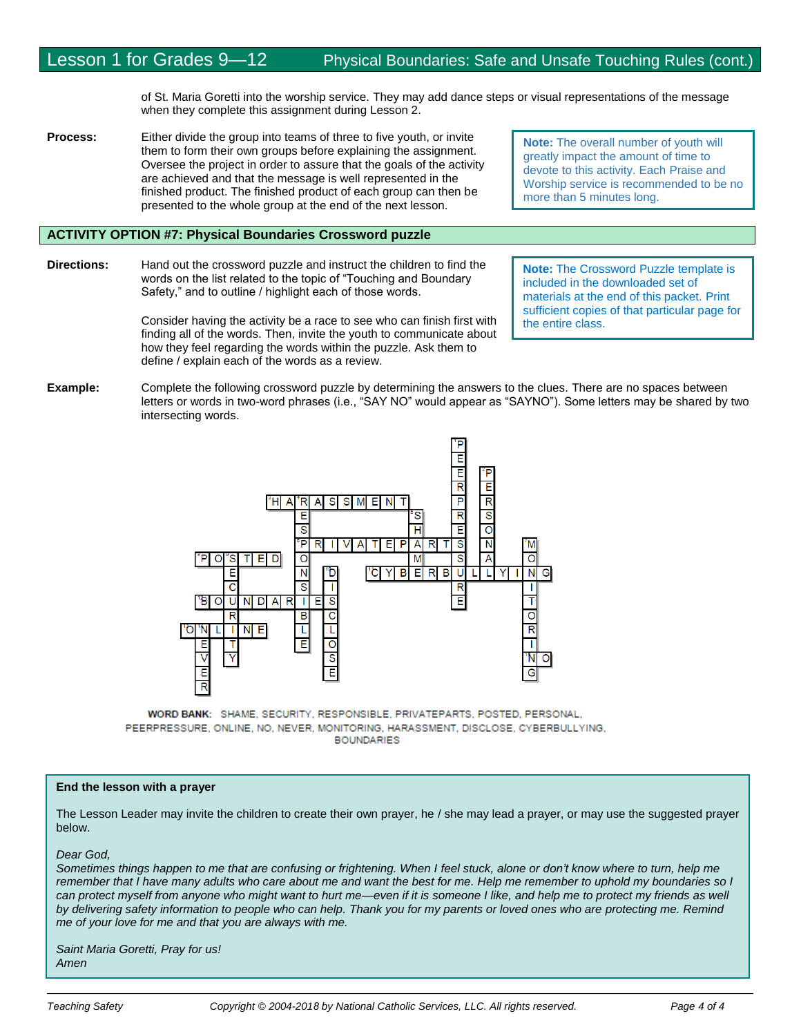of St. Maria Goretti into the worship service. They may add dance steps or visual representations of the message when they complete this assignment during Lesson 2.

**Process:** Either divide the group into teams of three to five youth, or invite them to form their own groups before explaining the assignment. Oversee the project in order to assure that the goals of the activity are achieved and that the message is well represented in the finished product. The finished product of each group can then be presented to the whole group at the end of the next lesson.

> **Note:** The overall number of youth will greatly impact the amount of time to devote to this activity. Each Praise and Worship service is recommended to be no more than 5 minutes long.

## ACTIVITY OPTION #7: Physical Boundaries Crossword puzzle

**Directions:** Hand out the crossword puzzle and instruct the children to find the words on the list related to the topic of "Touching and Boundary Safety," and to outline / highlight each of those words.

Consider having the activity be a race to see who can finish first with finding all of the words. Then, invite the youth to communicate about how they feel regarding the words within the puzzle. Ask them to define / explain each of the words as a review.

> **Note:** The Crossword Puzzle template is included in the downloaded set of materials at the end of this packet. Print sufficient copies of that particular page for the entire class.

**Example:** Complete the following crossword puzzle by determining the answers to the clues. There are no spaces between letters or words in two-word phrases (i.e., "SAY NO" would appear as "SAYNO"). Some letters may be shared by two intersecting words.

**WORD BANK:** SHAME, SECURITY, RESPONSIBLE, PRIVATEPARTS, POSTED, PERSONAL, PEERPRESSURE, ONLINE, NO, NEVER, MONITORING, HARASSMENT, DISCLOSE, CYBERBULLYING, BOUNDARIES

**End the lesson with a prayer**

The Lesson Leader may invite the children to create their own prayer, he / she may lead a prayer, or may use the suggested prayer below.

*Dear God,*
*Sometimes things happen to me that are confusing or frightening. When I feel stuck, alone or don't know where to turn, help me remember that I have many adults who care about me and want the best for me. Help me remember to uphold my boundaries so I can protect myself from anyone who might want to hurt me—even if it is someone I like, and help me to protect my friends as well by delivering safety information to people who can help. Thank you for my parents or loved ones who are protecting me. Remind me of your love for me and that you are always with me.*

*Saint Maria Goretti, Pray for us!*
*Amen*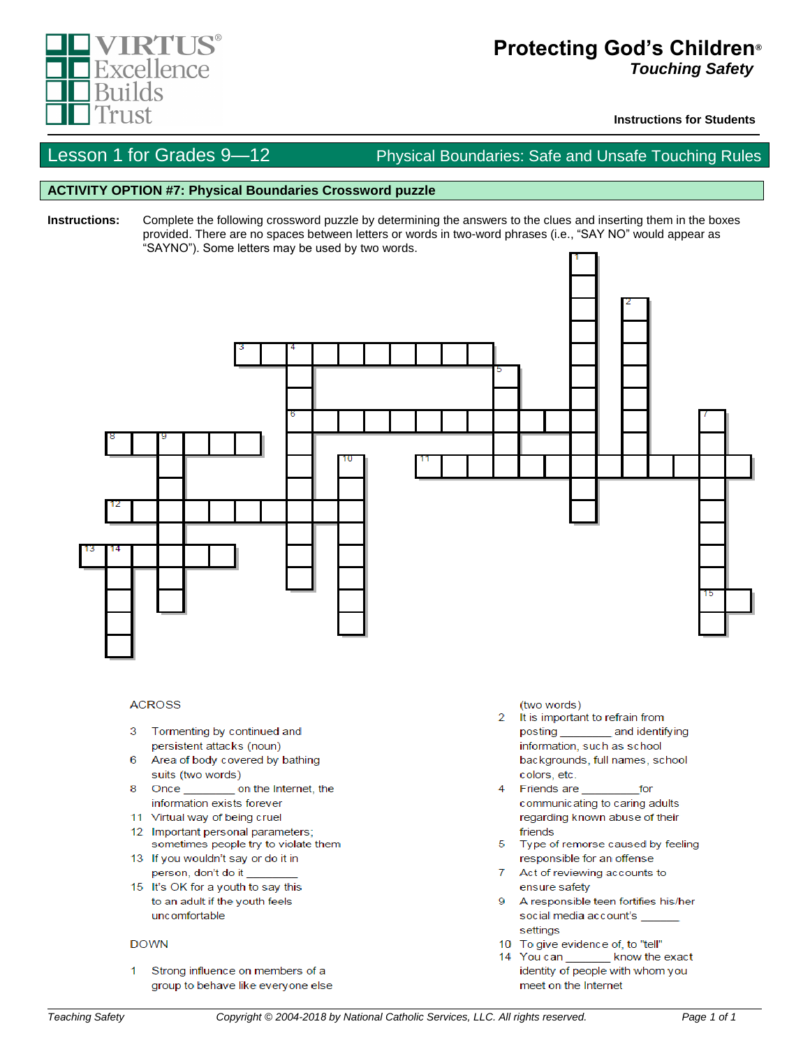# Protecting God's Children®

*Touching Safety*

**Instructions for Students**

## Lesson 1 for Grades 9—12 — Physical Boundaries: Safe and Unsafe Touching Rules

### ACTIVITY OPTION #7: Physical Boundaries Crossword puzzle

**Instructions:** Complete the following crossword puzzle by determining the answers to the clues and inserting them in the boxes provided. There are no spaces between letters or words in two-word phrases (i.e., "SAY NO" would appear as "SAYNO"). Some letters may be used by two words.

ACROSS

3 Tormenting by continued and persistent attacks (noun)
6 Area of body covered by bathing suits (two words)
8 Once ________ on the Internet, the information exists forever
11 Virtual way of being cruel
12 Important personal parameters; sometimes people try to violate them
13 If you wouldn't say or do it in person, don't do it ________
15 It's OK for a youth to say this to an adult if the youth feels uncomfortable

DOWN

1 Strong influence on members of a group to behave like everyone else (two words)
2 It is important to refrain from posting ________ and identifying information, such as school backgrounds, full names, school colors, etc.
4 Friends are _________for communicating to caring adults regarding known abuse of their friends
5 Type of remorse caused by feeling responsible for an offense
7 Act of reviewing accounts to ensure safety
9 A responsible teen fortifies his/her social media account's ______ settings
10 To give evidence of, to "tell"
14 You can _______ know the exact identity of people with whom you meet on the Internet